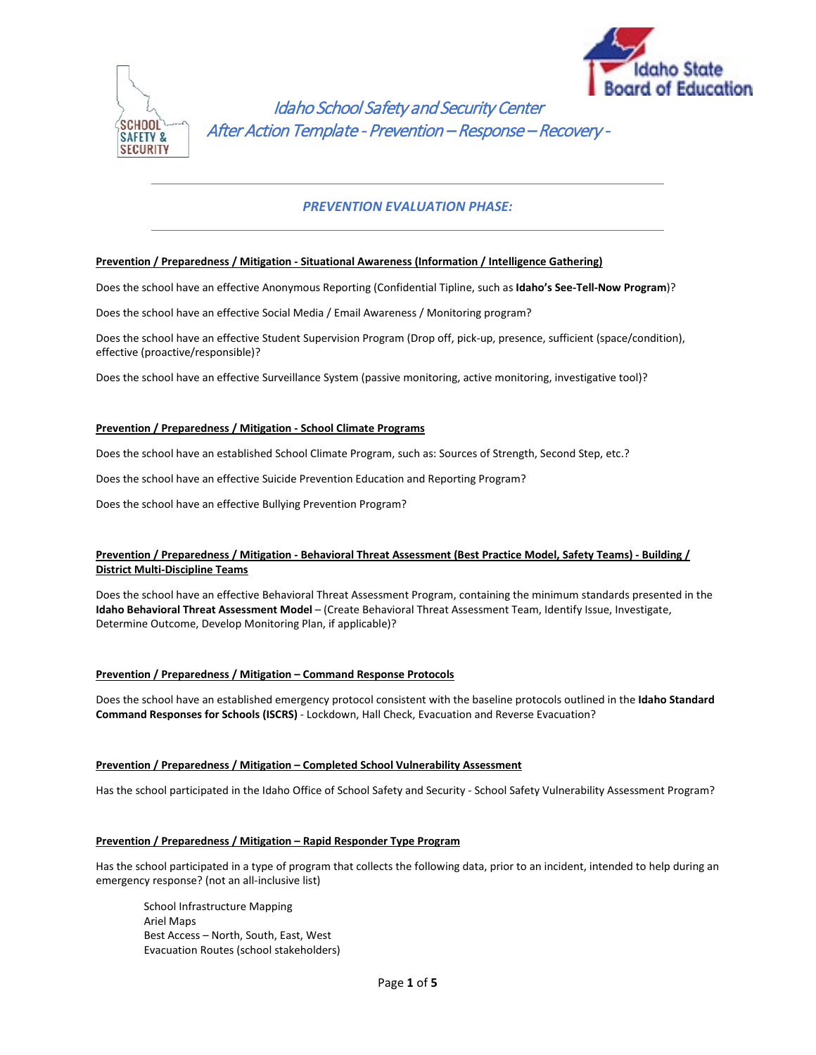# Idaho School Safety and Security Center

## After Action Template - Prevention – Response – Recovery -

---

## PREVENTION EVALUATION PHASE:

---

**Prevention / Preparedness / Mitigation - Situational Awareness (Information / Intelligence Gathering)**

Does the school have an effective Anonymous Reporting (Confidential Tipline, such as **Idaho's See-Tell-Now Program**)?

Does the school have an effective Social Media / Email Awareness / Monitoring program?

Does the school have an effective Student Supervision Program (Drop off, pick-up, presence, sufficient (space/condition), effective (proactive/responsible)?

Does the school have an effective Surveillance System (passive monitoring, active monitoring, investigative tool)?

**Prevention / Preparedness / Mitigation - School Climate Programs**

Does the school have an established School Climate Program, such as: Sources of Strength, Second Step, etc.?

Does the school have an effective Suicide Prevention Education and Reporting Program?

Does the school have an effective Bullying Prevention Program?

**Prevention / Preparedness / Mitigation - Behavioral Threat Assessment (Best Practice Model, Safety Teams) - Building / District Multi-Discipline Teams**

Does the school have an effective Behavioral Threat Assessment Program, containing the minimum standards presented in the **Idaho Behavioral Threat Assessment Model** – (Create Behavioral Threat Assessment Team, Identify Issue, Investigate, Determine Outcome, Develop Monitoring Plan, if applicable)?

**Prevention / Preparedness / Mitigation – Command Response Protocols**

Does the school have an established emergency protocol consistent with the baseline protocols outlined in the **Idaho Standard Command Responses for Schools (ISCRS)** - Lockdown, Hall Check, Evacuation and Reverse Evacuation?

**Prevention / Preparedness / Mitigation – Completed School Vulnerability Assessment**

Has the school participated in the Idaho Office of School Safety and Security - School Safety Vulnerability Assessment Program?

**Prevention / Preparedness / Mitigation – Rapid Responder Type Program**

Has the school participated in a type of program that collects the following data, prior to an incident, intended to help during an emergency response? (not an all-inclusive list)

School Infrastructure Mapping
Ariel Maps
Best Access – North, South, East, West
Evacuation Routes (school stakeholders)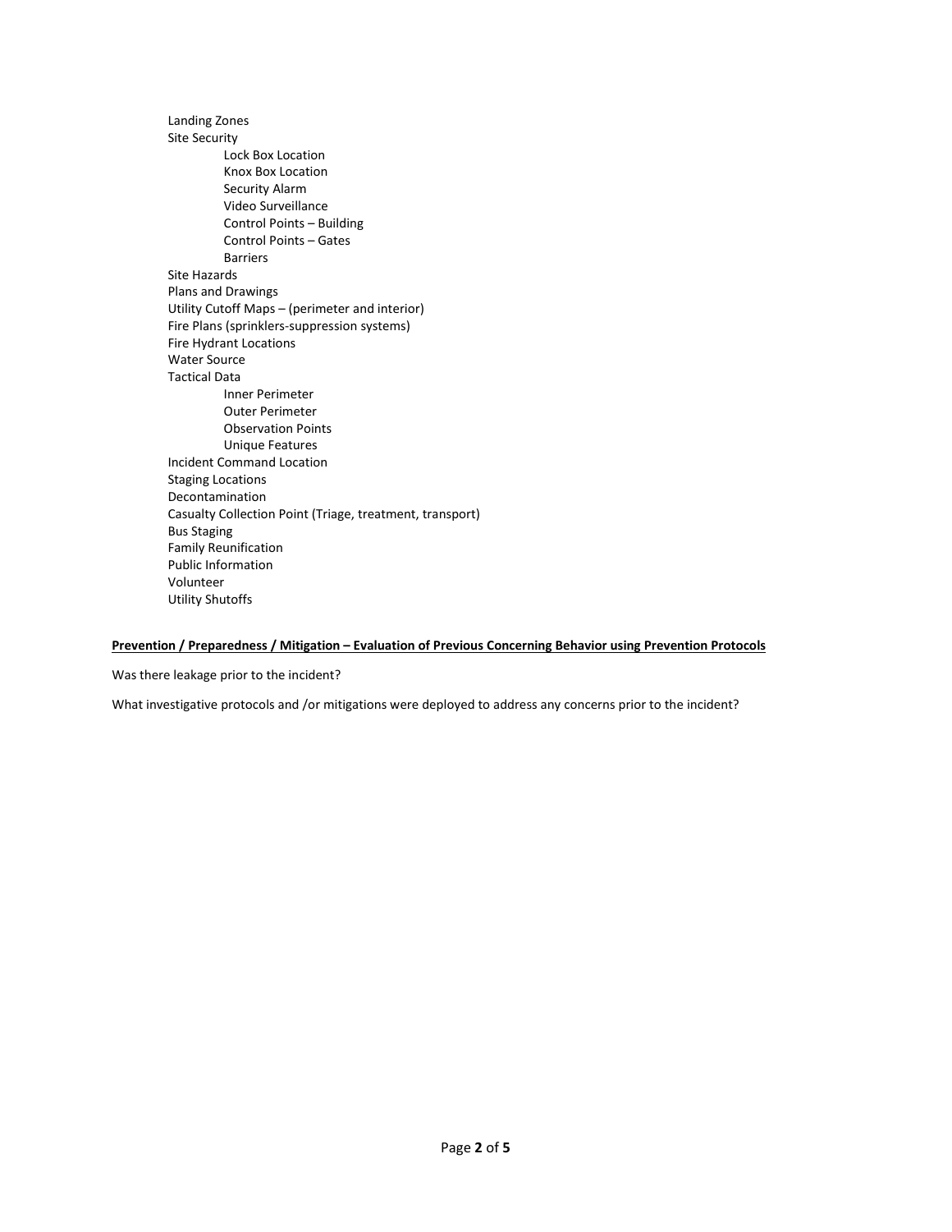- Landing Zones
- Site Security
  - Lock Box Location
  - Knox Box Location
  - Security Alarm
  - Video Surveillance
  - Control Points – Building
  - Control Points – Gates
  - Barriers
- Site Hazards
- Plans and Drawings
- Utility Cutoff Maps – (perimeter and interior)
- Fire Plans (sprinklers-suppression systems)
- Fire Hydrant Locations
- Water Source
- Tactical Data
  - Inner Perimeter
  - Outer Perimeter
  - Observation Points
  - Unique Features
- Incident Command Location
- Staging Locations
- Decontamination
- Casualty Collection Point (Triage, treatment, transport)
- Bus Staging
- Family Reunification
- Public Information
- Volunteer
- Utility Shutoffs

**<u>Prevention / Preparedness / Mitigation – Evaluation of Previous Concerning Behavior using Prevention Protocols</u>**

Was there leakage prior to the incident?

What investigative protocols and /or mitigations were deployed to address any concerns prior to the incident?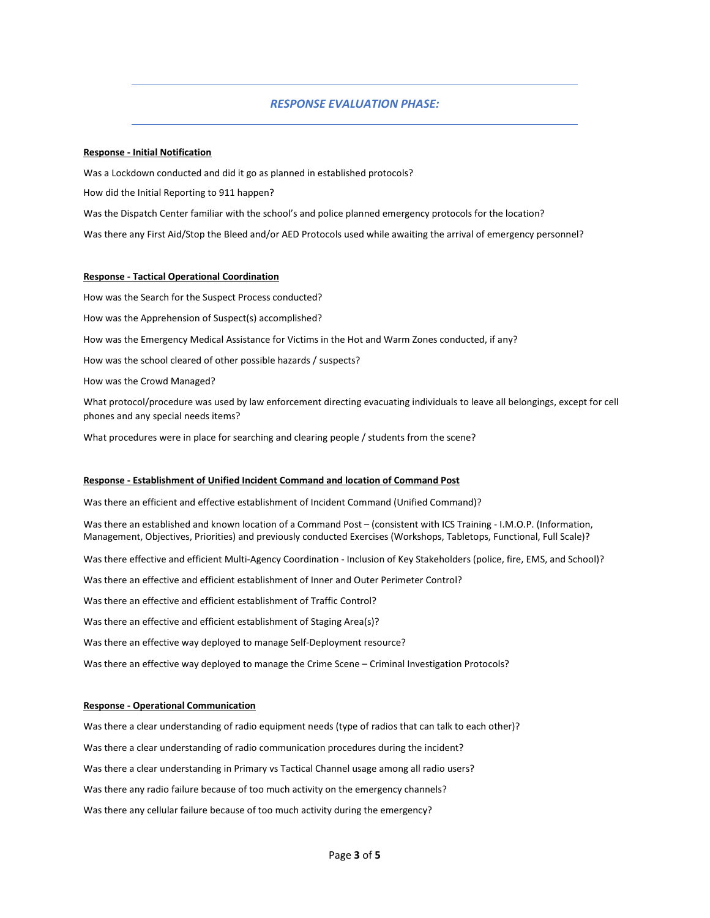---

## *RESPONSE EVALUATION PHASE:*

---

**Response - Initial Notification**

Was a Lockdown conducted and did it go as planned in established protocols?

How did the Initial Reporting to 911 happen?

Was the Dispatch Center familiar with the school's and police planned emergency protocols for the location?

Was there any First Aid/Stop the Bleed and/or AED Protocols used while awaiting the arrival of emergency personnel?

**Response - Tactical Operational Coordination**

How was the Search for the Suspect Process conducted?

How was the Apprehension of Suspect(s) accomplished?

How was the Emergency Medical Assistance for Victims in the Hot and Warm Zones conducted, if any?

How was the school cleared of other possible hazards / suspects?

How was the Crowd Managed?

What protocol/procedure was used by law enforcement directing evacuating individuals to leave all belongings, except for cell phones and any special needs items?

What procedures were in place for searching and clearing people / students from the scene?

**Response - Establishment of Unified Incident Command and location of Command Post**

Was there an efficient and effective establishment of Incident Command (Unified Command)?

Was there an established and known location of a Command Post – (consistent with ICS Training - I.M.O.P. (Information, Management, Objectives, Priorities) and previously conducted Exercises (Workshops, Tabletops, Functional, Full Scale)?

Was there effective and efficient Multi-Agency Coordination - Inclusion of Key Stakeholders (police, fire, EMS, and School)?

Was there an effective and efficient establishment of Inner and Outer Perimeter Control?

Was there an effective and efficient establishment of Traffic Control?

Was there an effective and efficient establishment of Staging Area(s)?

Was there an effective way deployed to manage Self-Deployment resource?

Was there an effective way deployed to manage the Crime Scene – Criminal Investigation Protocols?

**Response - Operational Communication**

Was there a clear understanding of radio equipment needs (type of radios that can talk to each other)?

Was there a clear understanding of radio communication procedures during the incident?

Was there a clear understanding in Primary vs Tactical Channel usage among all radio users?

Was there any radio failure because of too much activity on the emergency channels?

Was there any cellular failure because of too much activity during the emergency?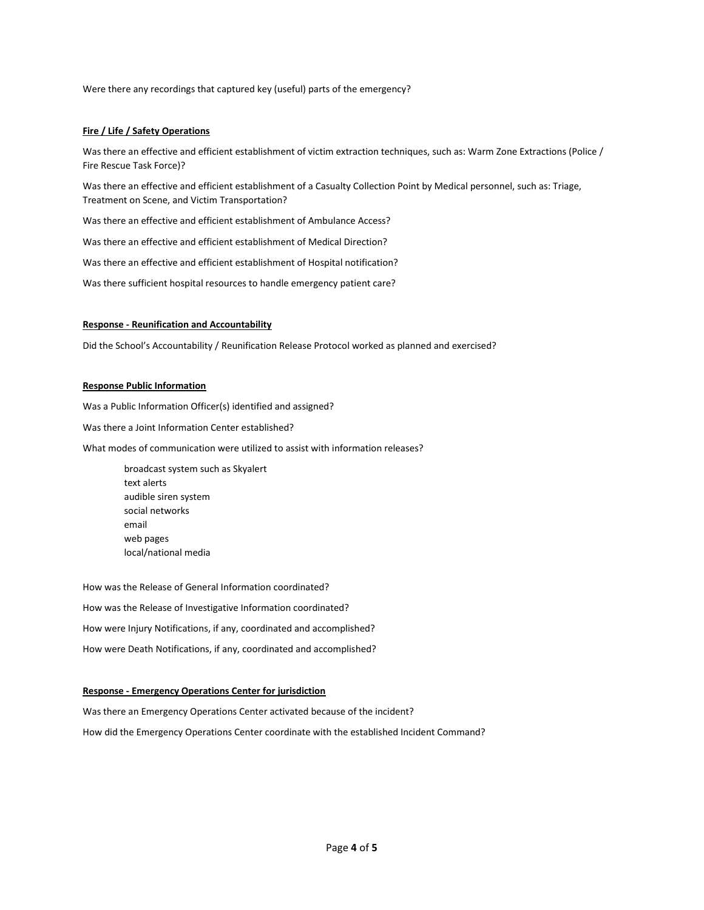Were there any recordings that captured key (useful) parts of the emergency?

### Fire / Life / Safety Operations

Was there an effective and efficient establishment of victim extraction techniques, such as: Warm Zone Extractions (Police / Fire Rescue Task Force)?

Was there an effective and efficient establishment of a Casualty Collection Point by Medical personnel, such as: Triage, Treatment on Scene, and Victim Transportation?

Was there an effective and efficient establishment of Ambulance Access?

Was there an effective and efficient establishment of Medical Direction?

Was there an effective and efficient establishment of Hospital notification?

Was there sufficient hospital resources to handle emergency patient care?

### Response - Reunification and Accountability

Did the School's Accountability / Reunification Release Protocol worked as planned and exercised?

### Response Public Information

Was a Public Information Officer(s) identified and assigned?

Was there a Joint Information Center established?

What modes of communication were utilized to assist with information releases?

- broadcast system such as Skyalert
- text alerts
- audible siren system
- social networks
- email
- web pages
- local/national media

How was the Release of General Information coordinated?

How was the Release of Investigative Information coordinated?

How were Injury Notifications, if any, coordinated and accomplished?

How were Death Notifications, if any, coordinated and accomplished?

### Response - Emergency Operations Center for jurisdiction

Was there an Emergency Operations Center activated because of the incident?

How did the Emergency Operations Center coordinate with the established Incident Command?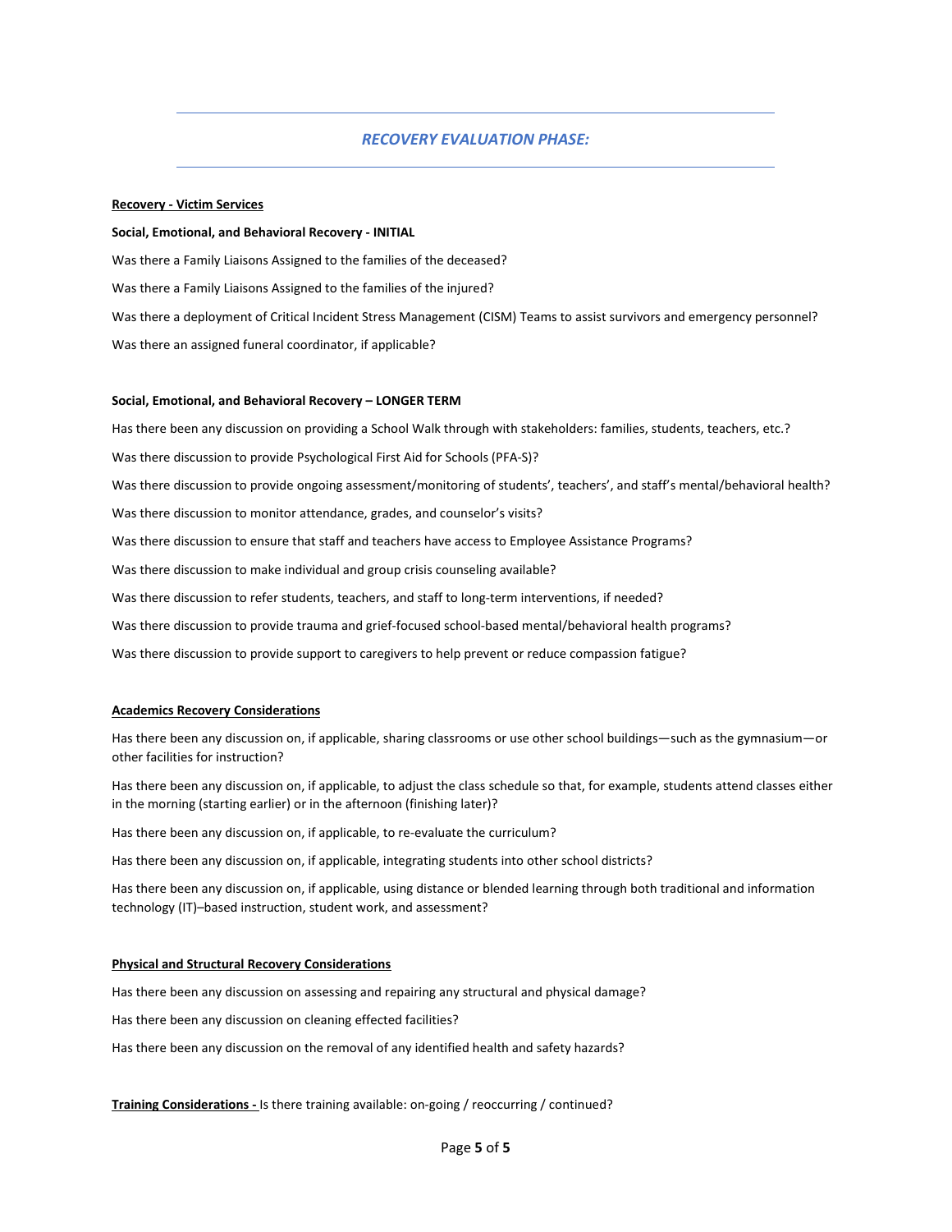## *RECOVERY EVALUATION PHASE:*

**Recovery - Victim Services**

**Social, Emotional, and Behavioral Recovery - INITIAL**

Was there a Family Liaisons Assigned to the families of the deceased?

Was there a Family Liaisons Assigned to the families of the injured?

Was there a deployment of Critical Incident Stress Management (CISM) Teams to assist survivors and emergency personnel?

Was there an assigned funeral coordinator, if applicable?

**Social, Emotional, and Behavioral Recovery – LONGER TERM**

Has there been any discussion on providing a School Walk through with stakeholders: families, students, teachers, etc.?

Was there discussion to provide Psychological First Aid for Schools (PFA-S)?

Was there discussion to provide ongoing assessment/monitoring of students', teachers', and staff's mental/behavioral health?

Was there discussion to monitor attendance, grades, and counselor's visits?

Was there discussion to ensure that staff and teachers have access to Employee Assistance Programs?

Was there discussion to make individual and group crisis counseling available?

Was there discussion to refer students, teachers, and staff to long-term interventions, if needed?

Was there discussion to provide trauma and grief-focused school-based mental/behavioral health programs?

Was there discussion to provide support to caregivers to help prevent or reduce compassion fatigue?

**Academics Recovery Considerations**

Has there been any discussion on, if applicable, sharing classrooms or use other school buildings—such as the gymnasium—or other facilities for instruction?

Has there been any discussion on, if applicable, to adjust the class schedule so that, for example, students attend classes either in the morning (starting earlier) or in the afternoon (finishing later)?

Has there been any discussion on, if applicable, to re-evaluate the curriculum?

Has there been any discussion on, if applicable, integrating students into other school districts?

Has there been any discussion on, if applicable, using distance or blended learning through both traditional and information technology (IT)–based instruction, student work, and assessment?

**Physical and Structural Recovery Considerations**

Has there been any discussion on assessing and repairing any structural and physical damage?

Has there been any discussion on cleaning effected facilities?

Has there been any discussion on the removal of any identified health and safety hazards?

**Training Considerations -** Is there training available: on-going / reoccurring / continued?